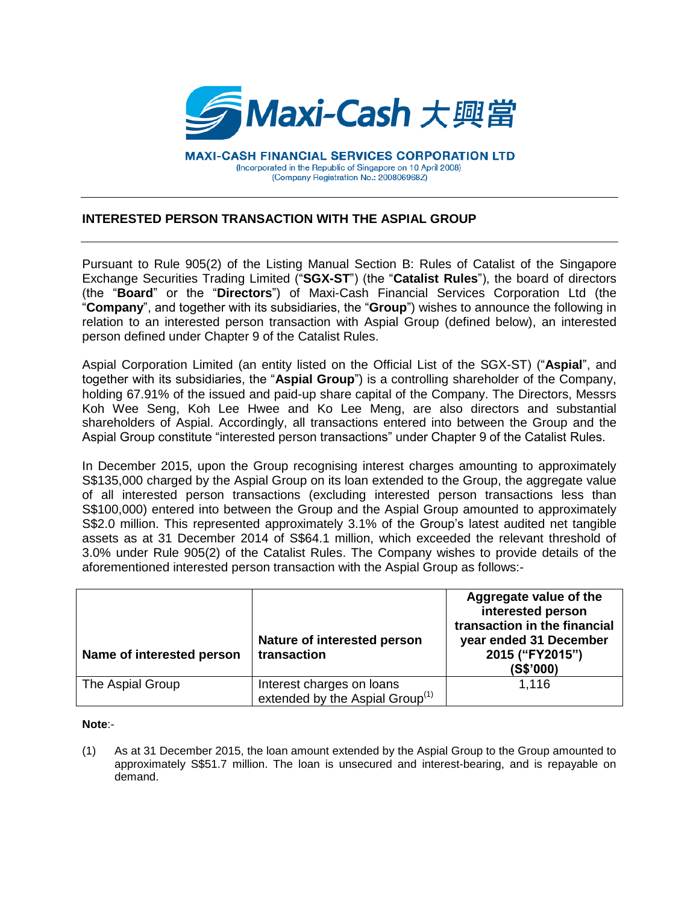**MAXI-CASH FINANCIAL SERVICES CORPORATION LTD**
(Incorporated in the Republic of Singapore on 10 April 2008)
(Company Registration No.: 200806968Z)

## INTERESTED PERSON TRANSACTION WITH THE ASPIAL GROUP

Pursuant to Rule 905(2) of the Listing Manual Section B: Rules of Catalist of the Singapore Exchange Securities Trading Limited ("**SGX-ST**") (the "**Catalist Rules**"), the board of directors (the "**Board**" or the "**Directors**") of Maxi-Cash Financial Services Corporation Ltd (the "**Company**", and together with its subsidiaries, the "**Group**") wishes to announce the following in relation to an interested person transaction with Aspial Group (defined below), an interested person defined under Chapter 9 of the Catalist Rules.

Aspial Corporation Limited (an entity listed on the Official List of the SGX-ST) ("**Aspial**", and together with its subsidiaries, the "**Aspial Group**") is a controlling shareholder of the Company, holding 67.91% of the issued and paid-up share capital of the Company. The Directors, Messrs Koh Wee Seng, Koh Lee Hwee and Ko Lee Meng, are also directors and substantial shareholders of Aspial. Accordingly, all transactions entered into between the Group and the Aspial Group constitute "interested person transactions" under Chapter 9 of the Catalist Rules.

In December 2015, upon the Group recognising interest charges amounting to approximately S$135,000 charged by the Aspial Group on its loan extended to the Group, the aggregate value of all interested person transactions (excluding interested person transactions less than S$100,000) entered into between the Group and the Aspial Group amounted to approximately S$2.0 million. This represented approximately 3.1% of the Group's latest audited net tangible assets as at 31 December 2014 of S$64.1 million, which exceeded the relevant threshold of 3.0% under Rule 905(2) of the Catalist Rules. The Company wishes to provide details of the aforementioned interested person transaction with the Aspial Group as follows:-

| Name of interested person | Nature of interested person transaction | Aggregate value of the interested person transaction in the financial year ended 31 December 2015 ("FY2015") (S$'000) |
|---|---|---|
| The Aspial Group | Interest charges on loans extended by the Aspial Group[1] | 1,116 |

**Note**:-

(1) As at 31 December 2015, the loan amount extended by the Aspial Group to the Group amounted to approximately S$51.7 million. The loan is unsecured and interest-bearing, and is repayable on demand.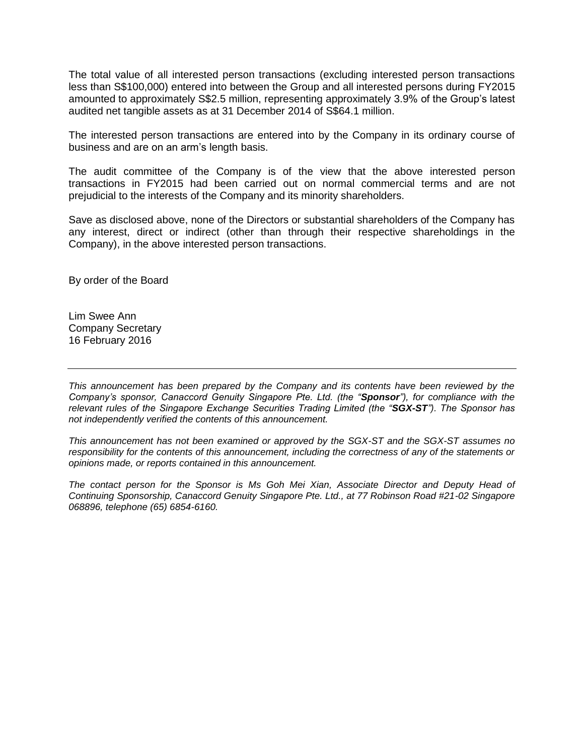The total value of all interested person transactions (excluding interested person transactions less than S$100,000) entered into between the Group and all interested persons during FY2015 amounted to approximately S$2.5 million, representing approximately 3.9% of the Group's latest audited net tangible assets as at 31 December 2014 of S$64.1 million.

The interested person transactions are entered into by the Company in its ordinary course of business and are on an arm's length basis.

The audit committee of the Company is of the view that the above interested person transactions in FY2015 had been carried out on normal commercial terms and are not prejudicial to the interests of the Company and its minority shareholders.

Save as disclosed above, none of the Directors or substantial shareholders of the Company has any interest, direct or indirect (other than through their respective shareholdings in the Company), in the above interested person transactions.

By order of the Board

Lim Swee Ann
Company Secretary
16 February 2016

---

*This announcement has been prepared by the Company and its contents have been reviewed by the Company's sponsor, Canaccord Genuity Singapore Pte. Ltd. (the "**Sponsor**"), for compliance with the relevant rules of the Singapore Exchange Securities Trading Limited (the "**SGX-ST**"). The Sponsor has not independently verified the contents of this announcement.*

*This announcement has not been examined or approved by the SGX-ST and the SGX-ST assumes no responsibility for the contents of this announcement, including the correctness of any of the statements or opinions made, or reports contained in this announcement.*

*The contact person for the Sponsor is Ms Goh Mei Xian, Associate Director and Deputy Head of Continuing Sponsorship, Canaccord Genuity Singapore Pte. Ltd., at 77 Robinson Road #21-02 Singapore 068896, telephone (65) 6854-6160.*